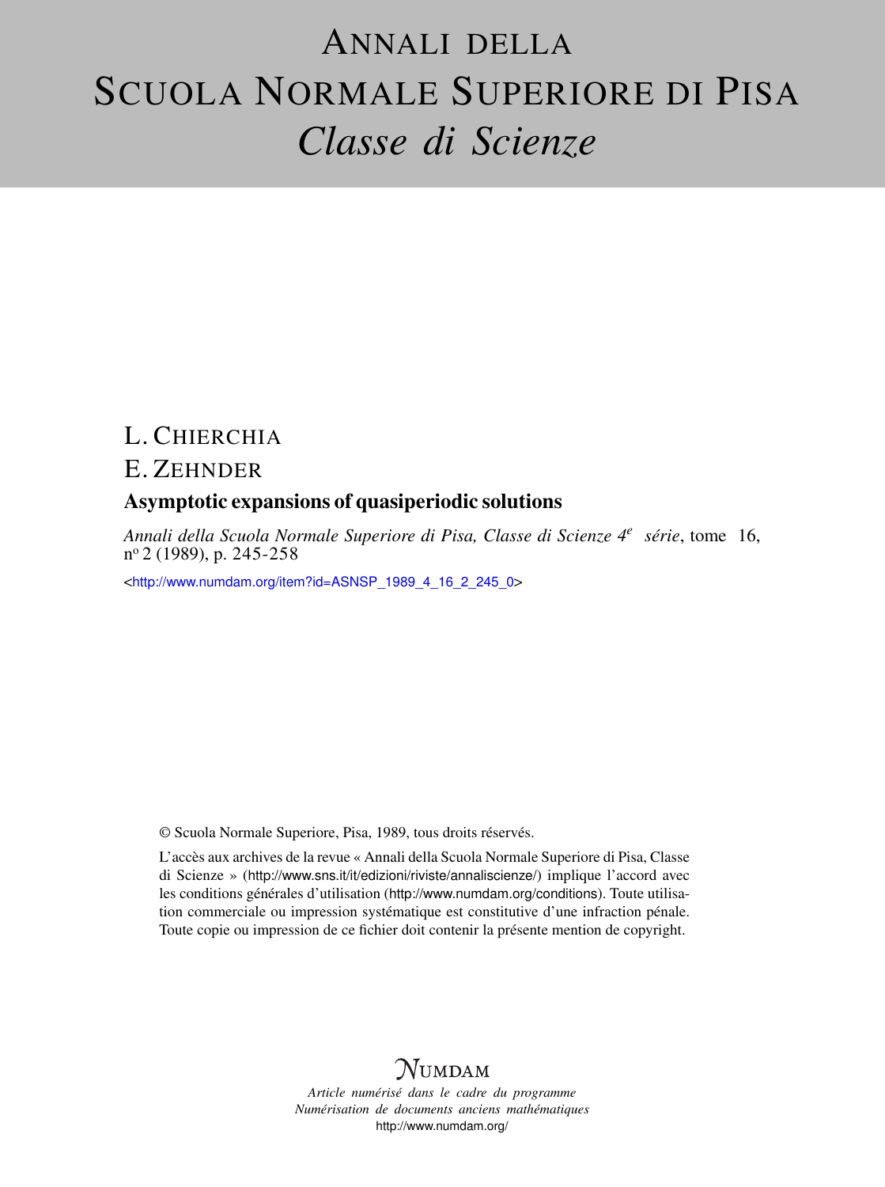# Annali della Scuola Normale Superiore di Pisa
## *Classe di Scienze*

L. Chierchia

E. Zehnder

**Asymptotic expansions of quasiperiodic solutions**

*Annali della Scuola Normale Superiore di Pisa, Classe di Scienze 4e série*, tome 16, nº 2 (1989), p. 245-258

<http://www.numdam.org/item?id=ASNSP_1989_4_16_2_245_0>

© Scuola Normale Superiore, Pisa, 1989, tous droits réservés.

L'accès aux archives de la revue « Annali della Scuola Normale Superiore di Pisa, Classe di Scienze » (http://www.sns.it/it/edizioni/riviste/annaliscienze/) implique l'accord avec les conditions générales d'utilisation (http://www.numdam.org/conditions). Toute utilisation commerciale ou impression systématique est constitutive d'une infraction pénale. Toute copie ou impression de ce fichier doit contenir la présente mention de copyright.

NUMDAM

*Article numérisé dans le cadre du programme*
*Numérisation de documents anciens mathématiques*
http://www.numdam.org/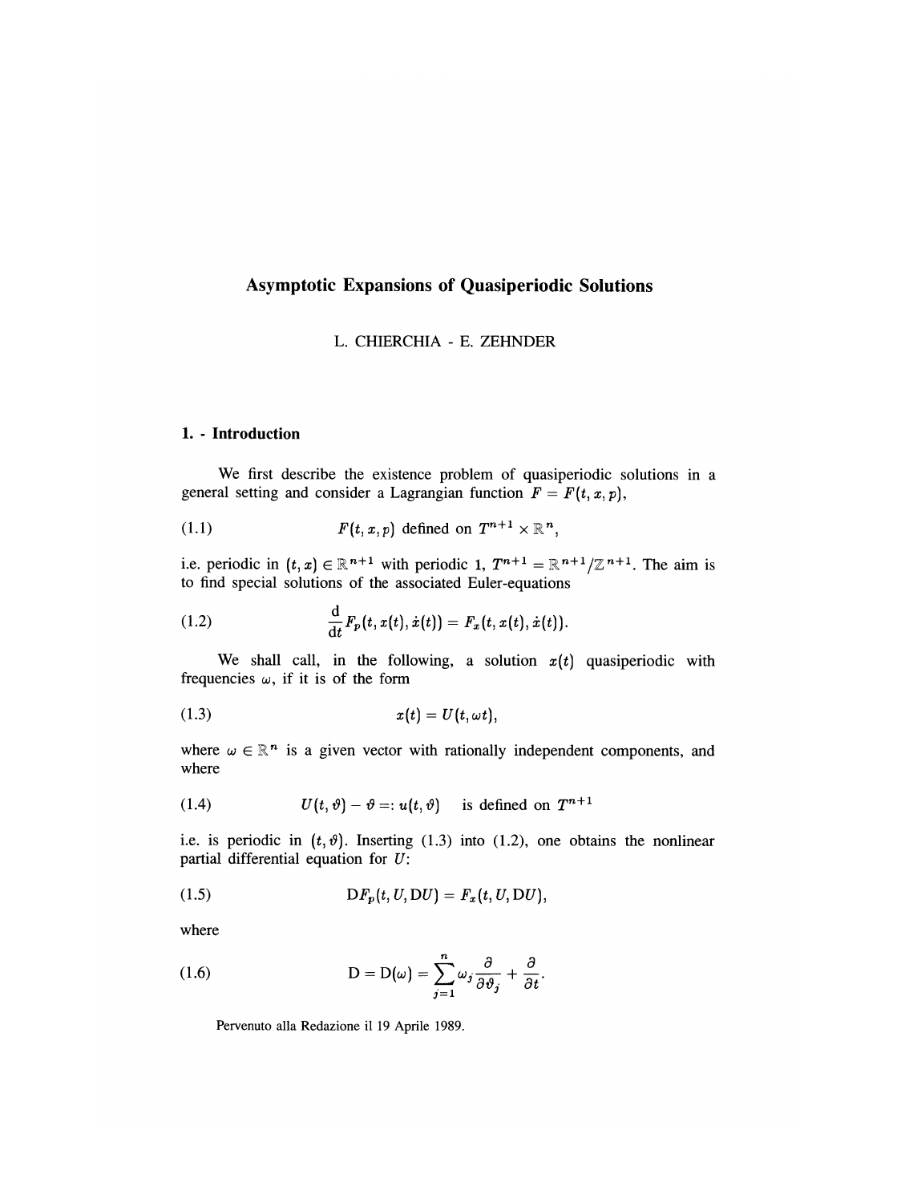# Asymptotic Expansions of Quasiperiodic Solutions

L. CHIERCHIA - E. ZEHNDER

## 1. - Introduction

We first describe the existence problem of quasiperiodic solutions in a general setting and consider a Lagrangian function $F = F(t, x, p)$,

$$F(t, x, p) \text{ defined on } T^{n+1} \times \mathbb{R}^n, \tag{1.1}$$

i.e. periodic in $(t, x) \in \mathbb{R}^{n+1}$ with periodic 1, $T^{n+1} = \mathbb{R}^{n+1}/\mathbb{Z}^{n+1}$. The aim is to find special solutions of the associated Euler-equations

$$\frac{\mathrm{d}}{\mathrm{d}t} F_p(t, x(t), \dot{x}(t)) = F_x(t, x(t), \dot{x}(t)). \tag{1.2}$$

We shall call, in the following, a solution $x(t)$ quasiperiodic with frequencies $\omega$, if it is of the form

$$x(t) = U(t, \omega t), \tag{1.3}$$

where $\omega \in \mathbb{R}^n$ is a given vector with rationally independent components, and where

$$U(t, \vartheta) - \vartheta =: u(t, \vartheta) \quad \text{is defined on } T^{n+1} \tag{1.4}$$

i.e. is periodic in $(t, \vartheta)$. Inserting (1.3) into (1.2), one obtains the nonlinear partial differential equation for $U$:

$$\mathrm{D}F_p(t, U, \mathrm{D}U) = F_x(t, U, \mathrm{D}U), \tag{1.5}$$

where

$$\mathrm{D} = \mathrm{D}(\omega) = \sum_{j=1}^{n} \omega_j \frac{\partial}{\partial \vartheta_j} + \frac{\partial}{\partial t}. \tag{1.6}$$

Pervenuto alla Redazione il 19 Aprile 1989.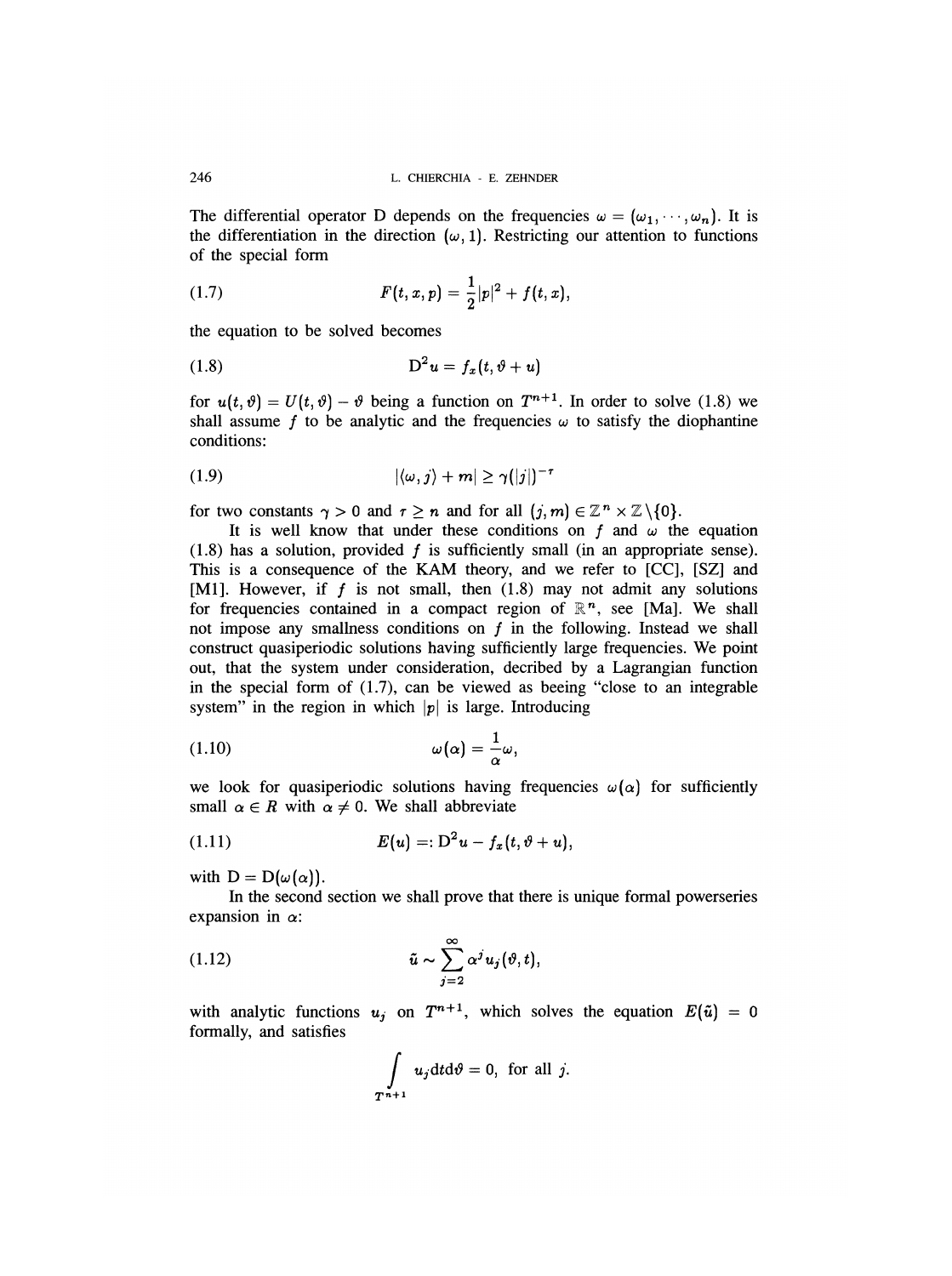The differential operator D depends on the frequencies $\omega = (\omega_1, \cdots, \omega_n)$. It is the differentiation in the direction $(\omega, 1)$. Restricting our attention to functions of the special form

$$F(t, x, p) = \frac{1}{2}|p|^2 + f(t, x), \tag{1.7}$$

the equation to be solved becomes

$$\mathrm{D}^2 u = f_x(t, \vartheta + u) \tag{1.8}$$

for $u(t, \vartheta) = U(t, \vartheta) - \vartheta$ being a function on $T^{n+1}$. In order to solve (1.8) we shall assume $f$ to be analytic and the frequencies $\omega$ to satisfy the diophantine conditions:

$$|\langle \omega, j \rangle + m| \geq \gamma(|j|)^{-\tau} \tag{1.9}$$

for two constants $\gamma > 0$ and $\tau \geq n$ and for all $(j, m) \in \mathbb{Z}^n \times \mathbb{Z} \backslash \{0\}$.

It is well know that under these conditions on $f$ and $\omega$ the equation (1.8) has a solution, provided $f$ is sufficiently small (in an appropriate sense). This is a consequence of the KAM theory, and we refer to [CC], [SZ] and [M1]. However, if $f$ is not small, then (1.8) may not admit any solutions for frequencies contained in a compact region of $\mathbb{R}^n$, see [Ma]. We shall not impose any smallness conditions on $f$ in the following. Instead we shall construct quasiperiodic solutions having sufficiently large frequencies. We point out, that the system under consideration, decribed by a Lagrangian function in the special form of (1.7), can be viewed as beeing "close to an integrable system" in the region in which $|p|$ is large. Introducing

$$\omega(\alpha) = \frac{1}{\alpha}\omega, \tag{1.10}$$

we look for quasiperiodic solutions having frequencies $\omega(\alpha)$ for sufficiently small $\alpha \in R$ with $\alpha \neq 0$. We shall abbreviate

$$E(u) =: \mathrm{D}^2 u - f_x(t, \vartheta + u), \tag{1.11}$$

with $\mathrm{D} = \mathrm{D}(\omega(\alpha))$.

In the second section we shall prove that there is unique formal powerseries expansion in $\alpha$:

$$\tilde{u} \sim \sum_{j=2}^{\infty} \alpha^j u_j(\vartheta, t), \tag{1.12}$$

with analytic functions $u_j$ on $T^{n+1}$, which solves the equation $E(\tilde{u}) = 0$ formally, and satisfies

$$\int_{T^{n+1}} u_j \mathrm{d}t \mathrm{d}\vartheta = 0, \text{ for all } j.$$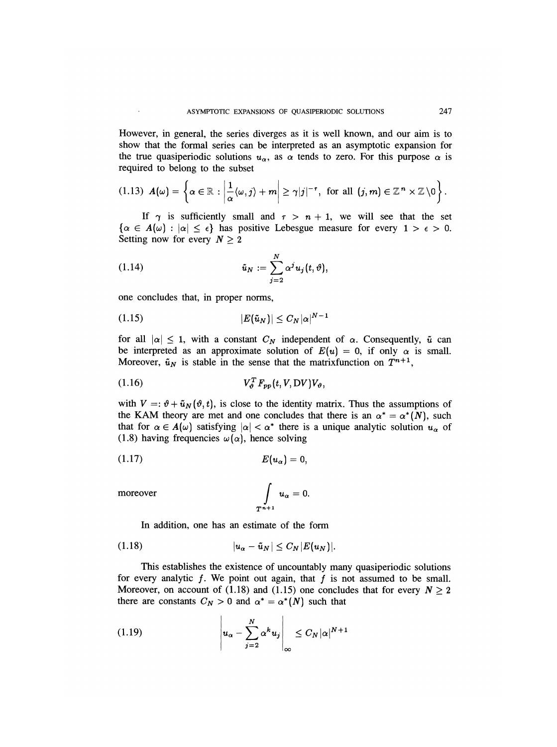However, in general, the series diverges as it is well known, and our aim is to show that the formal series can be interpreted as an asymptotic expansion for the true quasiperiodic solutions $u_\alpha$, as $\alpha$ tends to zero. For this purpose $\alpha$ is required to belong to the subset

$$A(\omega) = \left\{ \alpha \in \mathbb{R} : \left| \frac{1}{\alpha}\langle \omega, j \rangle + m \right| \geq \gamma |j|^{-\tau}, \text{ for all } (j,m) \in \mathbb{Z}^n \times \mathbb{Z} \backslash 0 \right\}. \tag{1.13}$$

If $\gamma$ is sufficiently small and $\tau > n+1$, we will see that the set $\{\alpha \in A(\omega) : |\alpha| \leq \epsilon\}$ has positive Lebesgue measure for every $1 > \epsilon > 0$. Setting now for every $N \geq 2$

$$\tilde{u}_N := \sum_{j=2}^{N} \alpha^j u_j(t, \vartheta), \tag{1.14}$$

one concludes that, in proper norms,

$$|E(\tilde{u}_N)| \leq C_N |\alpha|^{N-1} \tag{1.15}$$

for all $|\alpha| \leq 1$, with a constant $C_N$ independent of $\alpha$. Consequently, $\tilde{u}$ can be interpreted as an approximate solution of $E(u) = 0$, if only $\alpha$ is small. Moreover, $\tilde{u}_N$ is stable in the sense that the matrixfunction on $T^{n+1}$,

$$V_\vartheta^T F_{pp}(t, V, \mathrm{D}V) V_\vartheta, \tag{1.16}$$

with $V =: \vartheta + \tilde{u}_N(\vartheta, t)$, is close to the identity matrix. Thus the assumptions of the KAM theory are met and one concludes that there is an $\alpha^* = \alpha^*(N)$, such that for $\alpha \in A(\omega)$ satisfying $|\alpha| < \alpha^*$ there is a unique analytic solution $u_\alpha$ of (1.8) having frequencies $\omega(\alpha)$, hence solving

$$E(u_\alpha) = 0, \tag{1.17}$$

moreover

$$\int_{T^{n+1}} u_\alpha = 0.$$

In addition, one has an estimate of the form

$$|u_\alpha - \tilde{u}_N| \leq C_N |E(u_N)|. \tag{1.18}$$

This establishes the existence of uncountably many quasiperiodic solutions for every analytic $f$. We point out again, that $f$ is not assumed to be small. Moreover, on account of (1.18) and (1.15) one concludes that for every $N \geq 2$ there are constants $C_N > 0$ and $\alpha^* = \alpha^*(N)$ such that

$$\left| u_\alpha - \sum_{j=2}^{N} \alpha^k u_j \right|_\infty \leq C_N |\alpha|^{N+1} \tag{1.19}$$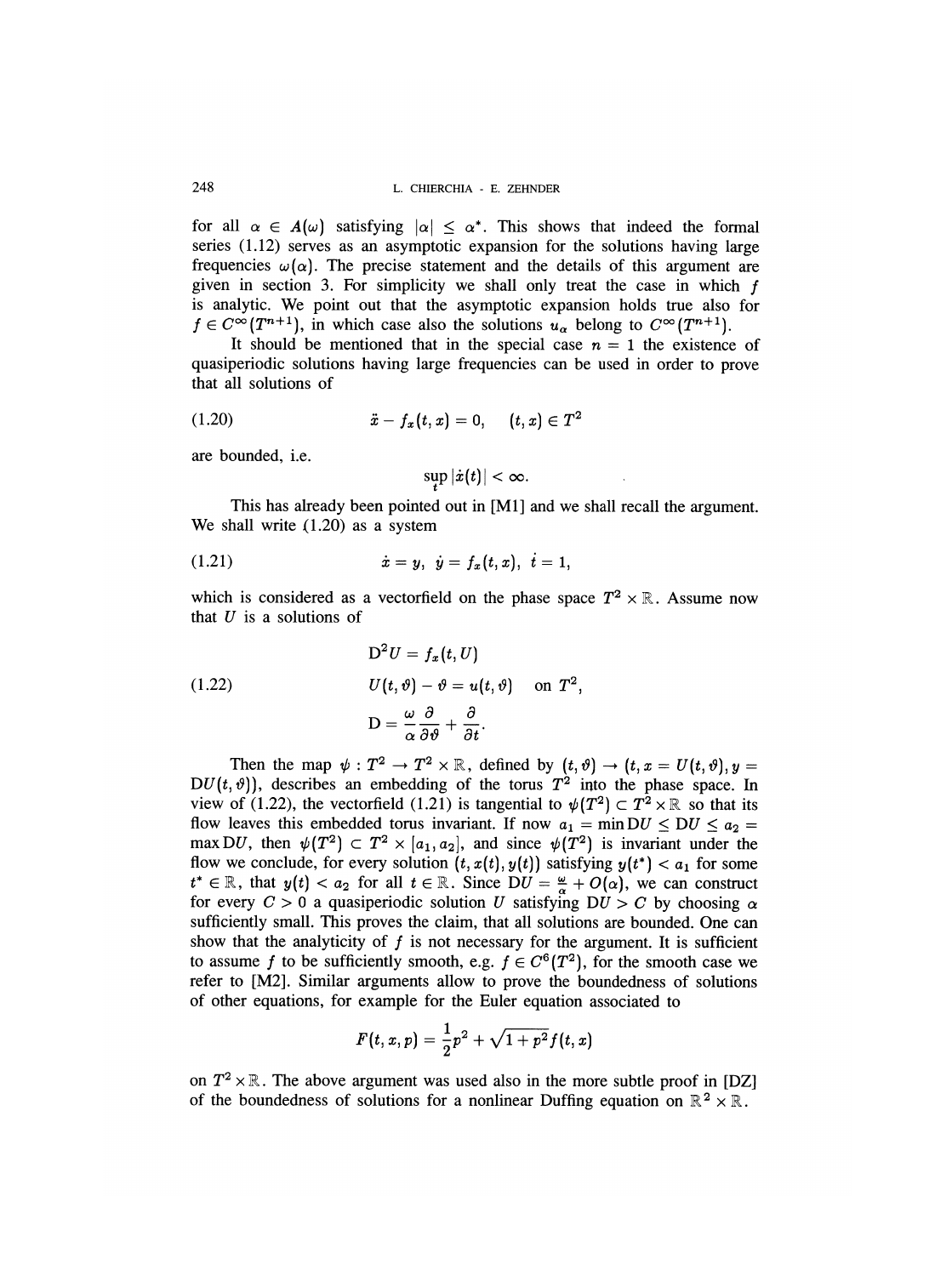for all $\alpha \in A(\omega)$ satisfying $|\alpha| \leq \alpha^*$. This shows that indeed the formal series (1.12) serves as an asymptotic expansion for the solutions having large frequencies $\omega(\alpha)$. The precise statement and the details of this argument are given in section 3. For simplicity we shall only treat the case in which $f$ is analytic. We point out that the asymptotic expansion holds true also for $f \in C^\infty(T^{n+1})$, in which case also the solutions $u_\alpha$ belong to $C^\infty(T^{n+1})$.

It should be mentioned that in the special case $n = 1$ the existence of quasiperiodic solutions having large frequencies can be used in order to prove that all solutions of

$$\ddot{x} - f_x(t, x) = 0, \quad (t, x) \in T^2 \tag{1.20}$$

are bounded, i.e.

$$\sup_t |\dot{x}(t)| < \infty.$$

This has already been pointed out in [M1] and we shall recall the argument. We shall write (1.20) as a system

$$\dot{x} = y, \; \dot{y} = f_x(t, x), \; \dot{t} = 1, \tag{1.21}$$

which is considered as a vectorfield on the phase space $T^2 \times \mathbb{R}$. Assume now that $U$ is a solutions of

$$\begin{aligned} &\mathrm{D}^2 U = f_x(t, U) \\ &U(t, \vartheta) - \vartheta = u(t, \vartheta) \quad \text{on } T^2, \\ &\mathrm{D} = \frac{\omega}{\alpha}\frac{\partial}{\partial \vartheta} + \frac{\partial}{\partial t}. \end{aligned} \tag{1.22}$$

Then the map $\psi : T^2 \to T^2 \times \mathbb{R}$, defined by $(t, \vartheta) \to (t, x = U(t, \vartheta), y = \mathrm{D}U(t, \vartheta))$, describes an embedding of the torus $T^2$ into the phase space. In view of (1.22), the vectorfield (1.21) is tangential to $\psi(T^2) \subset T^2 \times \mathbb{R}$ so that its flow leaves this embedded torus invariant. If now $a_1 = \min \mathrm{D}U \leq \mathrm{D}U \leq a_2 = \max \mathrm{D}U$, then $\psi(T^2) \subset T^2 \times [a_1, a_2]$, and since $\psi(T^2)$ is invariant under the flow we conclude, for every solution $(t, x(t), y(t))$ satisfying $y(t^*) < a_1$ for some $t^* \in \mathbb{R}$, that $y(t) < a_2$ for all $t \in \mathbb{R}$. Since $\mathrm{D}U = \frac{\omega}{\alpha} + O(\alpha)$, we can construct for every $C > 0$ a quasiperiodic solution $U$ satisfying $\mathrm{D}U > C$ by choosing $\alpha$ sufficiently small. This proves the claim, that all solutions are bounded. One can show that the analyticity of $f$ is not necessary for the argument. It is sufficient to assume $f$ to be sufficiently smooth, e.g. $f \in C^6(T^2)$, for the smooth case we refer to [M2]. Similar arguments allow to prove the boundedness of solutions of other equations, for example for the Euler equation associated to

$$F(t, x, p) = \frac{1}{2}p^2 + \sqrt{1 + p^2}f(t, x)$$

on $T^2 \times \mathbb{R}$. The above argument was used also in the more subtle proof in [DZ] of the boundedness of solutions for a nonlinear Duffing equation on $\mathbb{R}^2 \times \mathbb{R}$.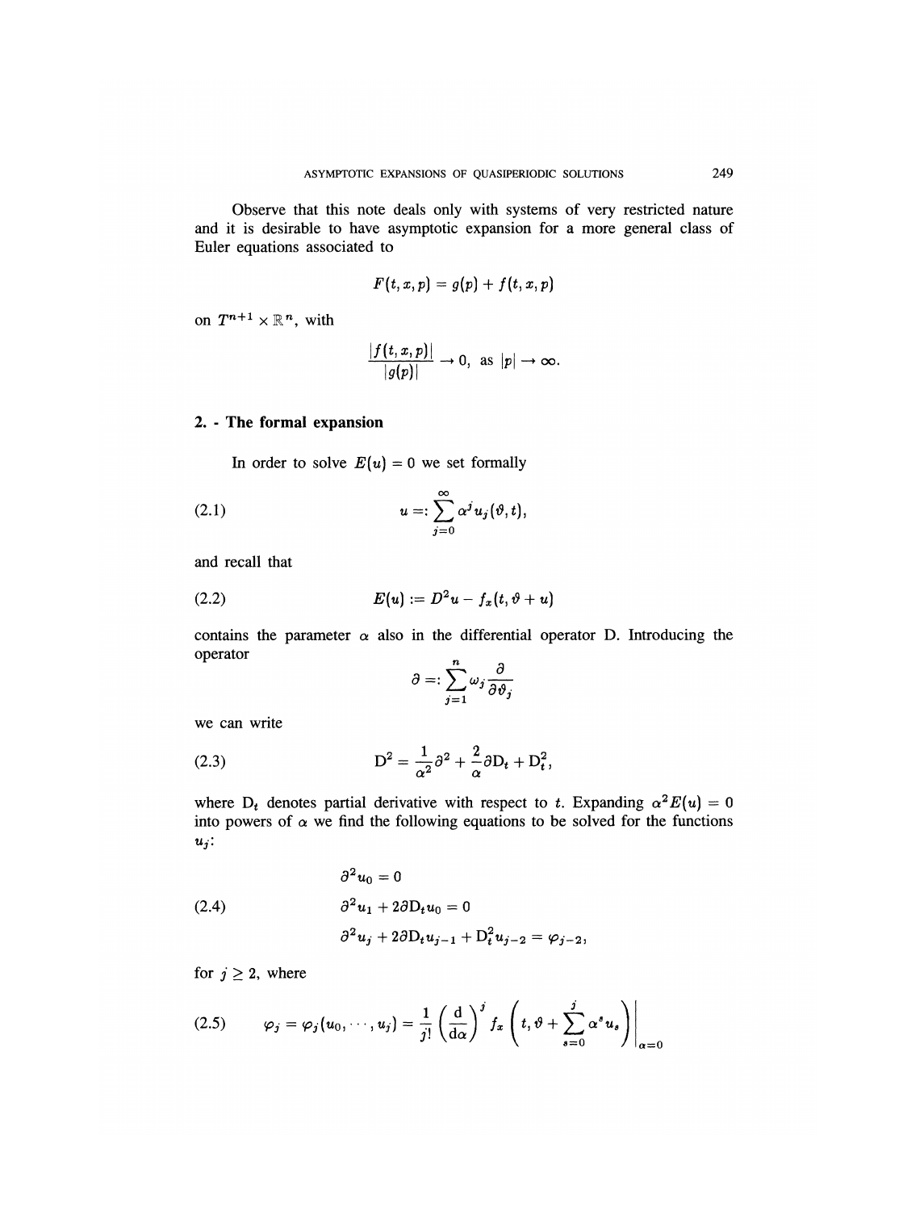Observe that this note deals only with systems of very restricted nature and it is desirable to have asymptotic expansion for a more general class of Euler equations associated to

$$F(t, x, p) = g(p) + f(t, x, p)$$

on $T^{n+1} \times \mathbb{R}^n$, with

$$\frac{|f(t, x, p)|}{|g(p)|} \to 0, \text{ as } |p| \to \infty.$$

## 2. - The formal expansion

In order to solve $E(u) = 0$ we set formally

$$u =: \sum_{j=0}^{\infty} \alpha^j u_j(\vartheta, t), \tag{2.1}$$

and recall that

$$E(u) := D^2 u - f_x(t, \vartheta + u) \tag{2.2}$$

contains the parameter $\alpha$ also in the differential operator D. Introducing the operator

$$\partial =: \sum_{j=1}^{n} \omega_j \frac{\partial}{\partial \vartheta_j}$$

we can write

$$\mathrm{D}^2 = \frac{1}{\alpha^2}\partial^2 + \frac{2}{\alpha}\partial \mathrm{D}_t + \mathrm{D}_t^2, \tag{2.3}$$

where $\mathrm{D}_t$ denotes partial derivative with respect to $t$. Expanding $\alpha^2 E(u) = 0$ into powers of $\alpha$ we find the following equations to be solved for the functions $u_j$:

$$\begin{aligned} &\partial^2 u_0 = 0 \\ &\partial^2 u_1 + 2\partial \mathrm{D}_t u_0 = 0 \\ &\partial^2 u_j + 2\partial \mathrm{D}_t u_{j-1} + \mathrm{D}_t^2 u_{j-2} = \varphi_{j-2}, \end{aligned} \tag{2.4}$$

for $j \geq 2$, where

$$\varphi_j = \varphi_j(u_0, \cdots, u_j) = \frac{1}{j!}\left(\frac{\mathrm{d}}{\mathrm{d}\alpha}\right)^j f_x\left(t, \vartheta + \sum_{s=0}^{j} \alpha^s u_s\right)\Bigg|_{\alpha=0} \tag{2.5}$$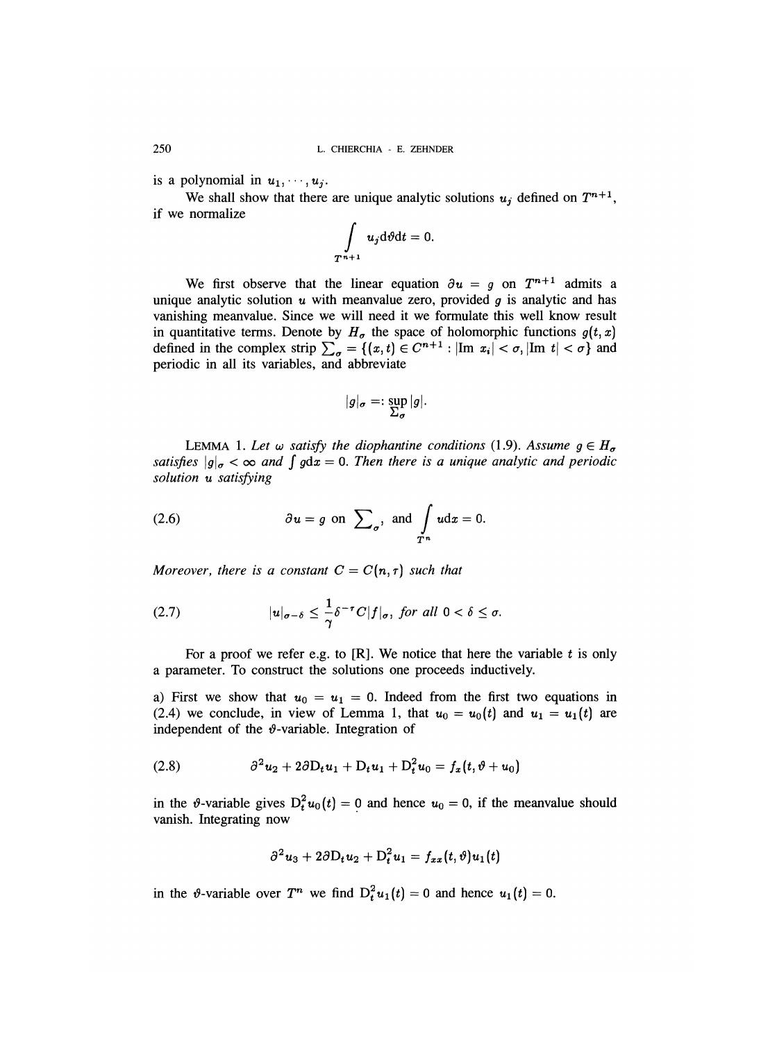is a polynomial in $u_1, \cdots, u_j$.

We shall show that there are unique analytic solutions $u_j$ defined on $T^{n+1}$, if we normalize

$$\int_{T^{n+1}} u_j \mathrm{d}\vartheta \mathrm{d}t = 0.$$

We first observe that the linear equation $\partial u = g$ on $T^{n+1}$ admits a unique analytic solution $u$ with meanvalue zero, provided $g$ is analytic and has vanishing meanvalue. Since we will need it we formulate this well know result in quantitative terms. Denote by $H_\sigma$ the space of holomorphic functions $g(t, x)$ defined in the complex strip $\sum_\sigma = \{(x, t) \in C^{n+1} : |\text{Im } x_i| < \sigma, |\text{Im } t| < \sigma\}$ and periodic in all its variables, and abbreviate

$$|g|_\sigma =: \sup_{\Sigma_\sigma} |g|.$$

LEMMA 1. *Let $\omega$ satisfy the diophantine conditions* (1.9). *Assume $g \in H_\sigma$ satisfies $|g|_\sigma < \infty$ and $\int g \mathrm{d}x = 0$. Then there is a unique analytic and periodic solution $u$ satisfying*

$$\partial u = g \text{ on } \sum\nolimits_\sigma, \text{ and } \int_{T^n} u \mathrm{d}x = 0. \tag{2.6}$$

*Moreover, there is a constant $C = C(n, \tau)$ such that*

$$|u|_{\sigma - \delta} \leq \frac{1}{\gamma} \delta^{-\tau} C |f|_\sigma, \text{ for all } 0 < \delta \leq \sigma. \tag{2.7}$$

For a proof we refer e.g. to [R]. We notice that here the variable $t$ is only a parameter. To construct the solutions one proceeds inductively.

a) First we show that $u_0 = u_1 = 0$. Indeed from the first two equations in (2.4) we conclude, in view of Lemma 1, that $u_0 = u_0(t)$ and $u_1 = u_1(t)$ are independent of the $\vartheta$-variable. Integration of

$$\partial^2 u_2 + 2\partial \mathrm{D}_t u_1 + \mathrm{D}_t u_1 + \mathrm{D}_t^2 u_0 = f_x(t, \vartheta + u_0) \tag{2.8}$$

in the $\vartheta$-variable gives $\mathrm{D}_t^2 u_0(t) = 0$ and hence $u_0 = 0$, if the meanvalue should vanish. Integrating now

$$\partial^2 u_3 + 2\partial \mathrm{D}_t u_2 + \mathrm{D}_t^2 u_1 = f_{xx}(t, \vartheta) u_1(t)$$

in the $\vartheta$-variable over $T^n$ we find $\mathrm{D}_t^2 u_1(t) = 0$ and hence $u_1(t) = 0$.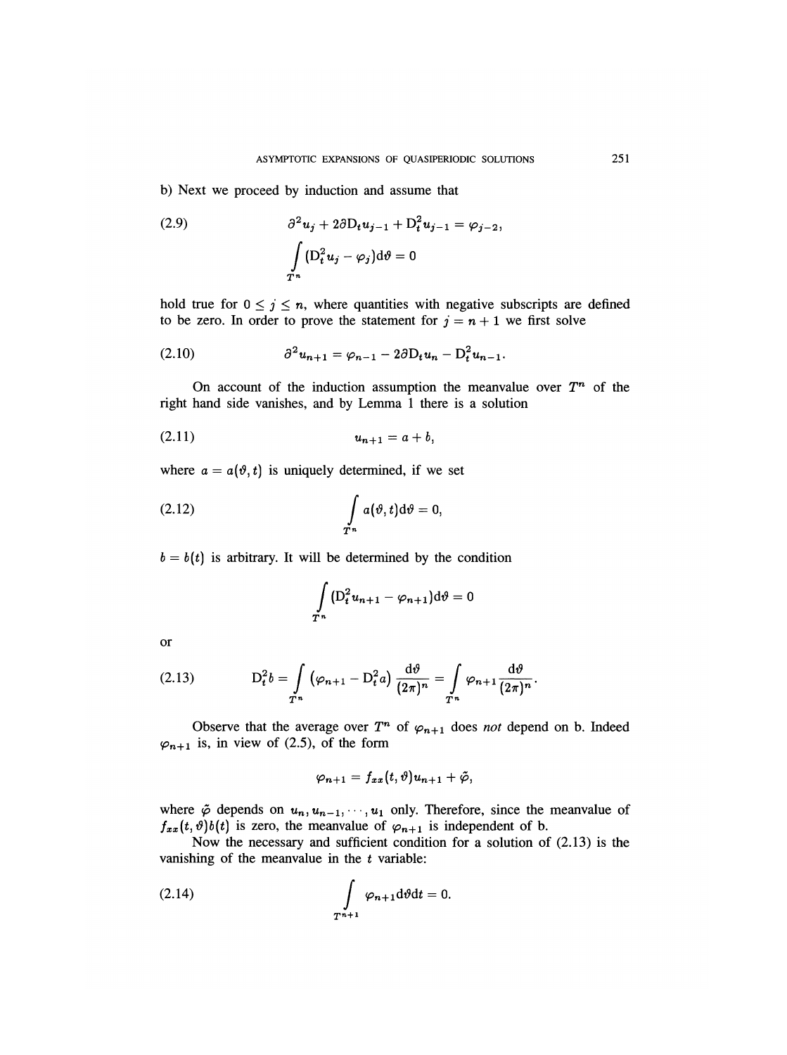b) Next we proceed by induction and assume that

$$\partial^2 u_j + 2\partial \mathrm{D}_t u_{j-1} + \mathrm{D}_t^2 u_{j-1} = \varphi_{j-2}, \tag{2.9}$$

$$\int_{T^n} (\mathrm{D}_t^2 u_j - \varphi_j) \mathrm{d}\vartheta = 0$$

hold true for $0 \leq j \leq n$, where quantities with negative subscripts are defined to be zero. In order to prove the statement for $j = n+1$ we first solve

$$\partial^2 u_{n+1} = \varphi_{n-1} - 2\partial \mathrm{D}_t u_n - \mathrm{D}_t^2 u_{n-1}. \tag{2.10}$$

On account of the induction assumption the meanvalue over $T^n$ of the right hand side vanishes, and by Lemma 1 there is a solution

$$u_{n+1} = a + b, \tag{2.11}$$

where $a = a(\vartheta, t)$ is uniquely determined, if we set

$$\int_{T^n} a(\vartheta, t) \mathrm{d}\vartheta = 0, \tag{2.12}$$

$b = b(t)$ is arbitrary. It will be determined by the condition

$$\int_{T^n} (\mathrm{D}_t^2 u_{n+1} - \varphi_{n+1}) \mathrm{d}\vartheta = 0$$

or

$$\mathrm{D}_t^2 b = \int_{T^n} \left(\varphi_{n+1} - \mathrm{D}_t^2 a\right) \frac{\mathrm{d}\vartheta}{(2\pi)^n} = \int_{T^n} \varphi_{n+1} \frac{\mathrm{d}\vartheta}{(2\pi)^n}. \tag{2.13}$$

Observe that the average over $T^n$ of $\varphi_{n+1}$ does *not* depend on b. Indeed $\varphi_{n+1}$ is, in view of (2.5), of the form

$$\varphi_{n+1} = f_{xx}(t, \vartheta) u_{n+1} + \tilde{\varphi},$$

where $\tilde{\varphi}$ depends on $u_n, u_{n-1}, \cdots, u_1$ only. Therefore, since the meanvalue of $f_{xx}(t, \vartheta) b(t)$ is zero, the meanvalue of $\varphi_{n+1}$ is independent of b.

Now the necessary and sufficient condition for a solution of (2.13) is the vanishing of the meanvalue in the $t$ variable:

$$\int_{T^{n+1}} \varphi_{n+1} \mathrm{d}\vartheta \mathrm{d}t = 0. \tag{2.14}$$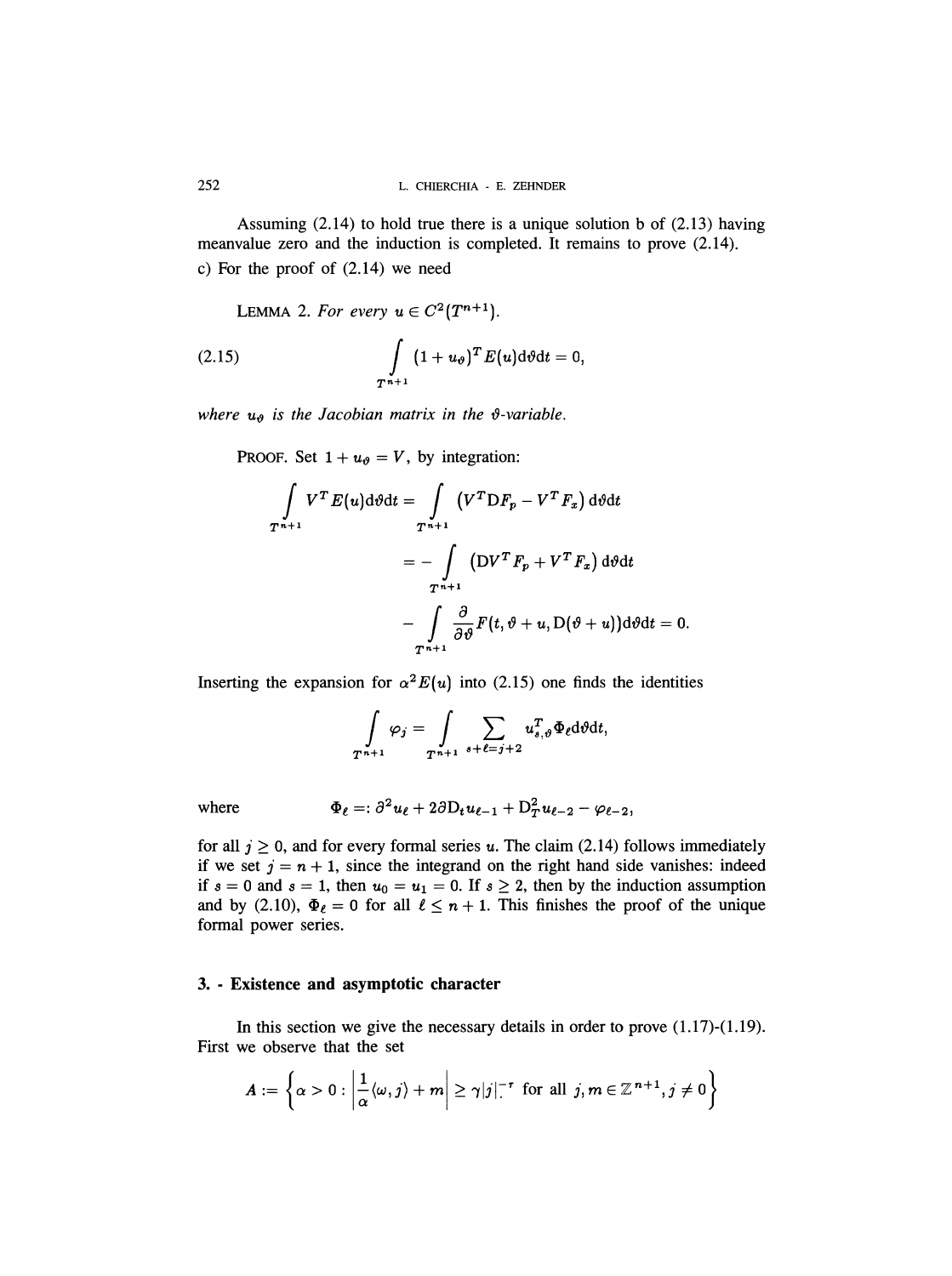Assuming (2.14) to hold true there is a unique solution b of (2.13) having meanvalue zero and the induction is completed. It remains to prove (2.14).

c) For the proof of (2.14) we need

LEMMA 2. *For every* $u \in C^2(T^{n+1})$.

$$\int_{T^{n+1}} (1 + u_\vartheta)^T E(u) \mathrm{d}\vartheta \mathrm{d}t = 0, \tag{2.15}$$

*where* $u_\vartheta$ *is the Jacobian matrix in the* $\vartheta$*-variable.*

PROOF. Set $1 + u_\vartheta = V$, by integration:

$$\begin{aligned}
\int_{T^{n+1}} V^T E(u) \mathrm{d}\vartheta \mathrm{d}t &= \int_{T^{n+1}} \left( V^T \mathrm{D} F_p - V^T F_x \right) \mathrm{d}\vartheta \mathrm{d}t \\
&= - \int_{T^{n+1}} \left( \mathrm{D} V^T F_p + V^T F_x \right) \mathrm{d}\vartheta \mathrm{d}t \\
&\quad - \int_{T^{n+1}} \frac{\partial}{\partial \vartheta} F(t, \vartheta + u, \mathrm{D}(\vartheta + u)) \mathrm{d}\vartheta \mathrm{d}t = 0.
\end{aligned}$$

Inserting the expansion for $\alpha^2 E(u)$ into (2.15) one finds the identities

$$\int_{T^{n+1}} \varphi_j = \int_{T^{n+1}} \sum_{s+\ell=j+2} u_{s,\vartheta}^T \Phi_\ell \mathrm{d}\vartheta \mathrm{d}t,$$

where $$\Phi_\ell =: \partial^2 u_\ell + 2\partial \mathrm{D}_t u_{\ell-1} + \mathrm{D}_T^2 u_{\ell-2} - \varphi_{\ell-2},$$

for all $j \geq 0$, and for every formal series $u$. The claim (2.14) follows immediately if we set $j = n + 1$, since the integrand on the right hand side vanishes: indeed if $s = 0$ and $s = 1$, then $u_0 = u_1 = 0$. If $s \geq 2$, then by the induction assumption and by (2.10), $\Phi_\ell = 0$ for all $\ell \leq n + 1$. This finishes the proof of the unique formal power series.

## 3. - Existence and asymptotic character

In this section we give the necessary details in order to prove (1.17)-(1.19). First we observe that the set

$$A := \left\{ \alpha > 0 : \left| \frac{1}{\alpha} \langle \omega, j \rangle + m \right| \geq \gamma |j|^{-\tau} \text{ for all } j, m \in \mathbb{Z}^{n+1}, j \neq 0 \right\}$$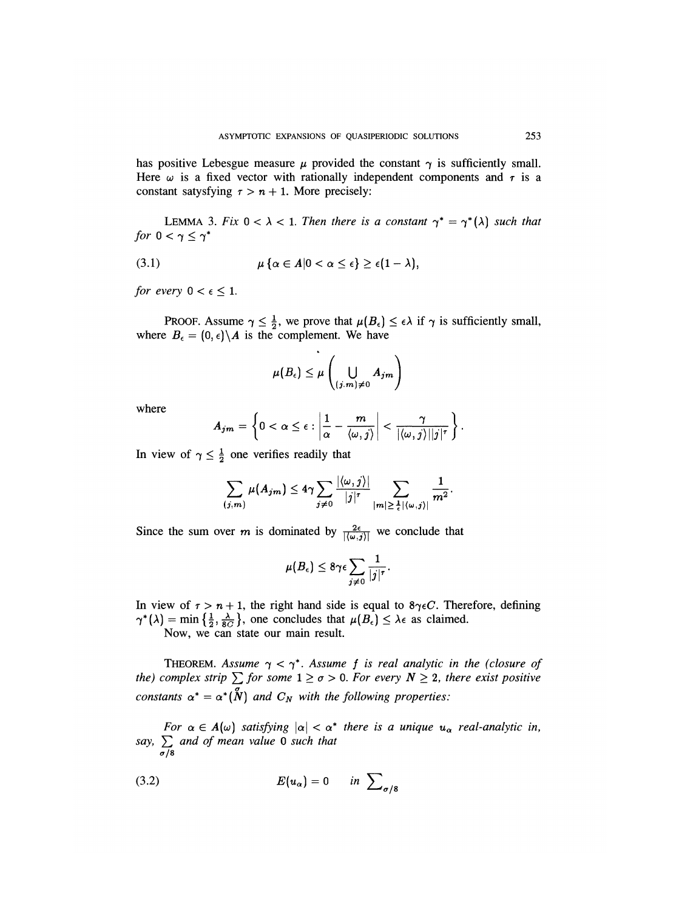has positive Lebesgue measure $\mu$ provided the constant $\gamma$ is sufficiently small. Here $\omega$ is a fixed vector with rationally independent components and $\tau$ is a constant satysfying $\tau > n+1$. More precisely:

LEMMA 3. *Fix $0 < \lambda < 1$. Then there is a constant $\gamma^* = \gamma^*(\lambda)$ such that for $0 < \gamma \leq \gamma^*$*

$$\mu\{\alpha \in A | 0 < \alpha \leq \epsilon\} \geq \epsilon(1-\lambda), \tag{3.1}$$

*for every $0 < \epsilon \leq 1$.*

PROOF. Assume $\gamma \leq \frac{1}{2}$, we prove that $\mu(B_\epsilon) \leq \epsilon\lambda$ if $\gamma$ is sufficiently small, where $B_\epsilon = (0,\epsilon)\backslash A$ is the complement. We have

$$\mu(B_\epsilon) \leq \mu\left(\bigcup_{(j,m)\neq 0} A_{jm}\right)$$

where

$$A_{jm} = \left\{0 < \alpha \leq \epsilon : \left|\frac{1}{\alpha} - \frac{m}{\langle \omega, j\rangle}\right| < \frac{\gamma}{|\langle \omega, j\rangle||j|^\tau}\right\}.$$

In view of $\gamma \leq \frac{1}{2}$ one verifies readily that

$$\sum_{(j,m)} \mu(A_{jm}) \leq 4\gamma \sum_{j\neq 0} \frac{|\langle \omega, j\rangle|}{|j|^\tau} \sum_{|m| \geq \frac{1}{\epsilon}|\langle \omega, j\rangle|} \frac{1}{m^2}.$$

Since the sum over $m$ is dominated by $\frac{2\epsilon}{|\langle \omega, j\rangle|}$ we conclude that

$$\mu(B_\epsilon) \leq 8\gamma\epsilon \sum_{j\neq 0} \frac{1}{|j|^\tau}.$$

In view of $\tau > n+1$, the right hand side is equal to $8\gamma\epsilon C$. Therefore, defining $\gamma^*(\lambda) = \min\left\{\frac{1}{2}, \frac{\lambda}{8C}\right\}$, one concludes that $\mu(B_\epsilon) \leq \lambda\epsilon$ as claimed.

Now, we can state our main result.

THEOREM. *Assume $\gamma < \gamma^*$. Assume $f$ is real analytic in the (closure of the) complex strip $\sum_\sigma$ for some $1 \geq \sigma > 0$. For every $N \geq 2$, there exist positive constants $\alpha^* = \alpha^*(N)$ and $C_N$ with the following properties:*

*For $\alpha \in A(\omega)$ satisfying $|\alpha| < \alpha^*$ there is a unique $u_\alpha$ real-analytic in, say, $\sum_{\sigma/8}$ and of mean value 0 such that*

$$E(u_\alpha) = 0 \quad \text{in } \sum\nolimits_{\sigma/8} \tag{3.2}$$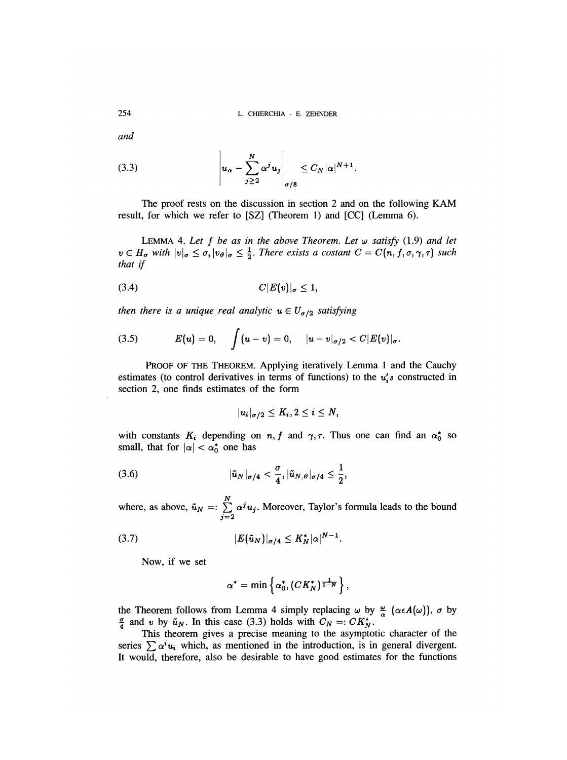and

$$\left| u_\alpha - \sum_{j\geq 2}^{N} \alpha^j u_j \right|_{\sigma/8} \leq C_N |\alpha|^{N+1}. \tag{3.3}$$

The proof rests on the discussion in section 2 and on the following KAM result, for which we refer to [SZ] (Theorem 1) and [CC] (Lemma 6).

LEMMA 4. *Let $f$ be as in the above Theorem. Let $\omega$ satisfy* (1.9) *and let $v \in H_\sigma$ with $|v|_\sigma \leq \sigma$, $|v_\vartheta|_\sigma \leq \frac{1}{2}$. There exists a costant $C = C(n, f, \sigma, \gamma, \tau)$ such that if*

$$C|E(v)|_\sigma \leq 1, \tag{3.4}$$

*then there is a unique real analytic $u \in U_{\sigma/2}$ satisfying*

$$E(u) = 0, \quad \int (u - v) = 0, \quad |u - v|_{\sigma/2} < C|E(v)|_\sigma. \tag{3.5}$$

PROOF OF THE THEOREM. Applying iteratively Lemma 1 and the Cauchy estimates (to control derivatives in terms of functions) to the $u_i'$s constructed in section 2, one finds estimates of the form

$$|u_i|_{\sigma/2} \leq K_i, 2 \leq i \leq N,$$

with constants $K_i$ depending on $n, f$ and $\gamma, \tau$. Thus one can find an $\alpha_0^*$ so small, that for $|\alpha| < \alpha_0^*$ one has

$$|\tilde{u}_N|_{\sigma/4} < \frac{\sigma}{4}, |\tilde{u}_{N,\vartheta}|_{\sigma/4} \leq \frac{1}{2}, \tag{3.6}$$

where, as above, $\tilde{u}_N =: \sum_{j=2}^{N} \alpha^j u_j$. Moreover, Taylor's formula leads to the bound

$$|E(\tilde{u}_N)|_{\sigma/4} \leq K_N^* |\alpha|^{N-1}. \tag{3.7}$$

Now, if we set

$$\alpha^* = \min\left\{\alpha_0^*, (CK_N^*)^{\frac{1}{1-N}}\right\},$$

the Theorem follows from Lemma 4 simply replacing $\omega$ by $\frac{\omega}{\alpha}$ ($\alpha \epsilon A(\omega)$), $\sigma$ by $\frac{\sigma}{4}$ and $v$ by $\tilde{u}_N$. In this case (3.3) holds with $C_N =: CK_N^*$.

This theorem gives a precise meaning to the asymptotic character of the series $\sum \alpha^i u_i$ which, as mentioned in the introduction, is in general divergent. It would, therefore, also be desirable to have good estimates for the functions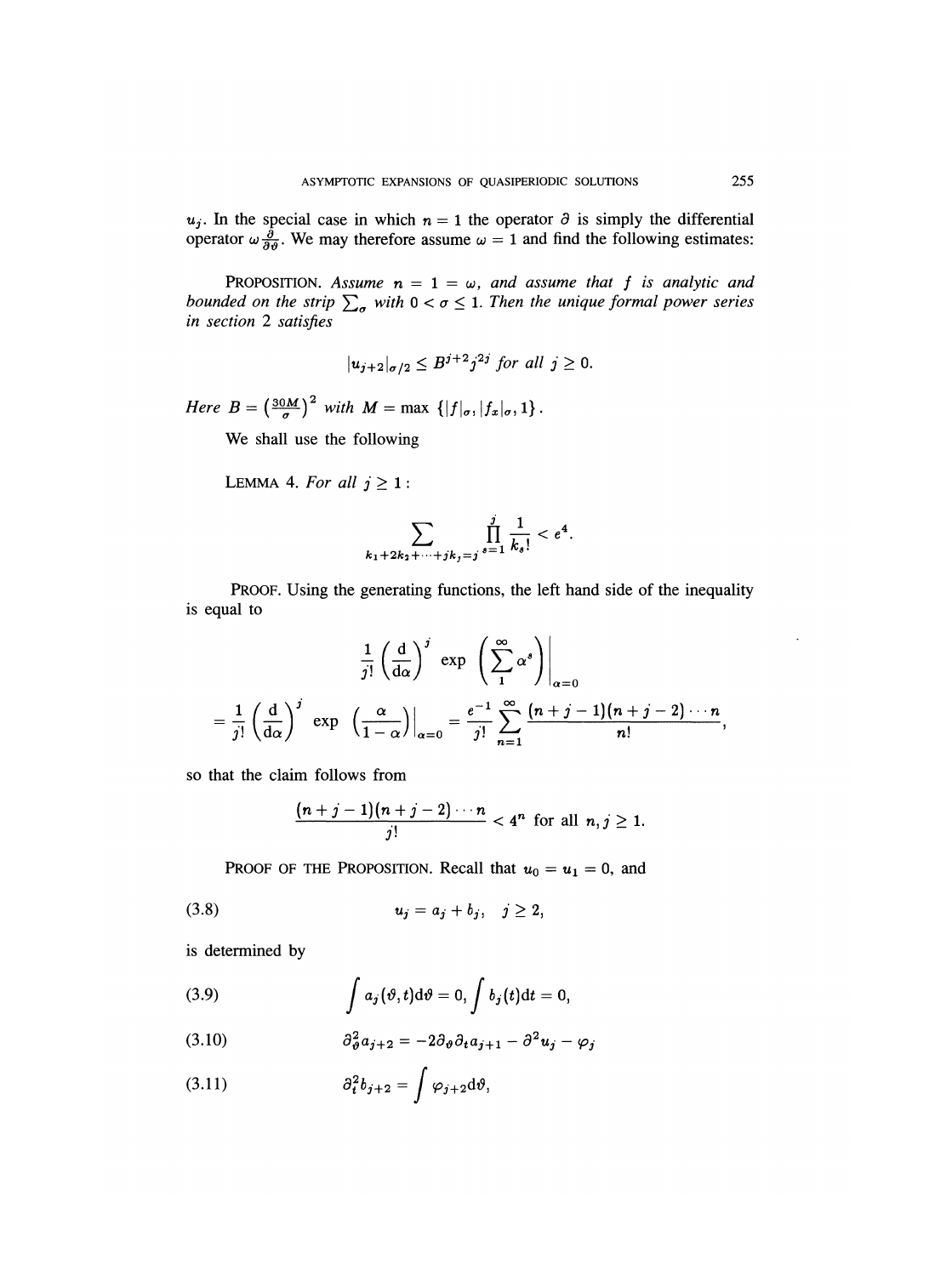$u_j$. In the special case in which $n = 1$ the operator $\partial$ is simply the differential operator $\omega \frac{\partial}{\partial \vartheta}$. We may therefore assume $\omega = 1$ and find the following estimates:

PROPOSITION. *Assume $n = 1 = \omega$, and assume that $f$ is analytic and bounded on the strip $\sum_\sigma$ with $0 < \sigma \leq 1$. Then the unique formal power series in section 2 satisfies*

$$|u_{j+2}|_{\sigma/2} \leq B^{j+2} j^{2j} \text{ for all } j \geq 0.$$

*Here $B = \left(\frac{30M}{\sigma}\right)^2$ with $M = \max\left\{|f|_\sigma, |f_x|_\sigma, 1\right\}$.*

We shall use the following

LEMMA 4. *For all $j \geq 1$:*

$$\sum_{k_1+2k_2+\cdots+jk_j=j} \prod_{s=1}^{j} \frac{1}{k_s!} < e^4.$$

PROOF. Using the generating functions, the left hand side of the inequality is equal to

$$\frac{1}{j!}\left(\frac{\mathrm{d}}{\mathrm{d}\alpha}\right)^j \exp\left(\sum_1^\infty \alpha^s\right)\Bigg|_{\alpha=0}$$

$$= \frac{1}{j!}\left(\frac{\mathrm{d}}{\mathrm{d}\alpha}\right)^j \exp\left(\frac{\alpha}{1-\alpha}\right)\Bigg|_{\alpha=0} = \frac{e^{-1}}{j!}\sum_{n=1}^{\infty}\frac{(n+j-1)(n+j-2)\cdots n}{n!},$$

so that the claim follows from

$$\frac{(n+j-1)(n+j-2)\cdots n}{j!} < 4^n \text{ for all } n, j \geq 1.$$

PROOF OF THE PROPOSITION. Recall that $u_0 = u_1 = 0$, and

$$u_j = a_j + b_j, \quad j \geq 2, \tag{3.8}$$

is determined by

$$\int a_j(\vartheta, t)\mathrm{d}\vartheta = 0, \int b_j(t)\mathrm{d}t = 0, \tag{3.9}$$

$$\partial_\vartheta^2 a_{j+2} = -2\partial_\vartheta \partial_t a_{j+1} - \partial^2 u_j - \varphi_j \tag{3.10}$$

$$\partial_t^2 b_{j+2} = \int \varphi_{j+2}\mathrm{d}\vartheta, \tag{3.11}$$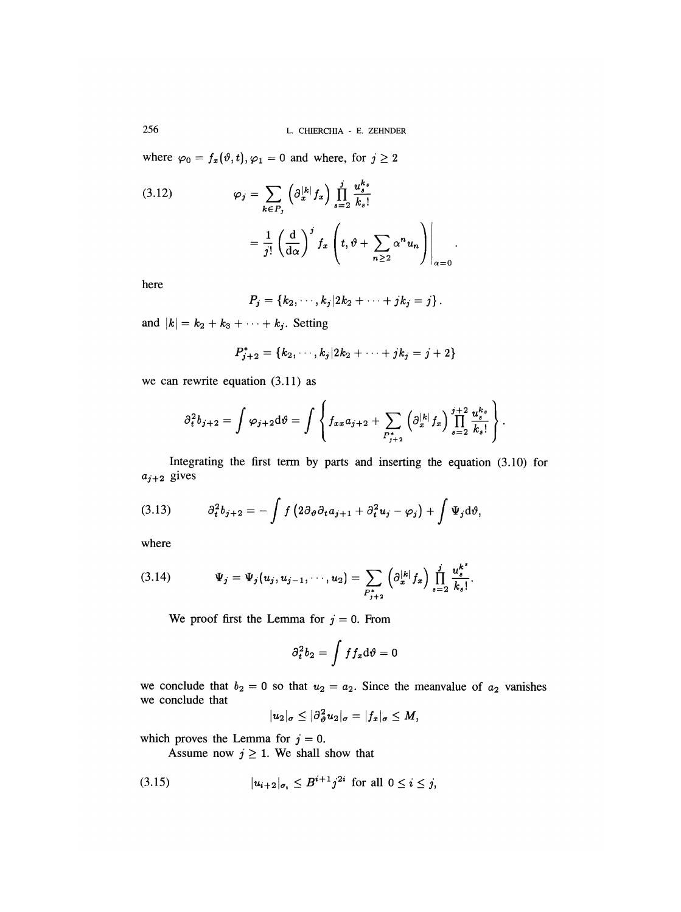where $\varphi_0 = f_x(\vartheta, t), \varphi_1 = 0$ and where, for $j \geq 2$

$$
\begin{aligned}
\varphi_j &= \sum_{k \in P_j} \left(\partial_x^{|k|} f_x\right) \prod_{s=2}^{j} \frac{u_s^{k_s}}{k_s!} \\
&= \frac{1}{j!} \left(\frac{\mathrm{d}}{\mathrm{d}\alpha}\right)^j f_x \left(t, \vartheta + \sum_{n \geq 2} \alpha^n u_n\right)\Bigg|_{\alpha=0} .
\end{aligned}
\tag{3.12}
$$

here

$$P_j = \{k_2, \cdots, k_j | 2k_2 + \cdots + jk_j = j\}.$$

and $|k| = k_2 + k_3 + \cdots + k_j$. Setting

$$P_{j+2}^* = \{k_2, \cdots, k_j | 2k_2 + \cdots + jk_j = j + 2\}$$

we can rewrite equation (3.11) as

$$\partial_t^2 b_{j+2} = \int \varphi_{j+2} \mathrm{d}\vartheta = \int \left\{ f_{xx} a_{j+2} + \sum_{P_{j+2}^*} \left(\partial_x^{|k|} f_x\right) \prod_{s=2}^{j+2} \frac{u_s^{k_s}}{k_s!} \right\}.$$

Integrating the first term by parts and inserting the equation (3.10) for $a_{j+2}$ gives

$$\partial_t^2 b_{j+2} = -\int f \left(2\partial_\vartheta \partial_t a_{j+1} + \partial_t^2 u_j - \varphi_j\right) + \int \Psi_j \mathrm{d}\vartheta, \tag{3.13}$$

where

$$\Psi_j = \Psi_j(u_j, u_{j-1}, \cdots, u_2) = \sum_{P_{j+2}^*} \left(\partial_x^{|k|} f_x\right) \prod_{s=2}^{j} \frac{u_s^{k^s}}{k_s!}. \tag{3.14}$$

We proof first the Lemma for $j = 0$. From

$$\partial_t^2 b_2 = \int f f_x \mathrm{d}\vartheta = 0$$

we conclude that $b_2 = 0$ so that $u_2 = a_2$. Since the meanvalue of $a_2$ vanishes we conclude that

$$|u_2|_\sigma \leq |\partial_\vartheta^2 u_2|_\sigma = |f_x|_\sigma \leq M,$$

which proves the Lemma for $j = 0$.

Assume now $j \geq 1$. We shall show that

$$|u_{i+2}|_{\sigma_i} \leq B^{i+1} j^{2i} \text{ for all } 0 \leq i \leq j, \tag{3.15}$$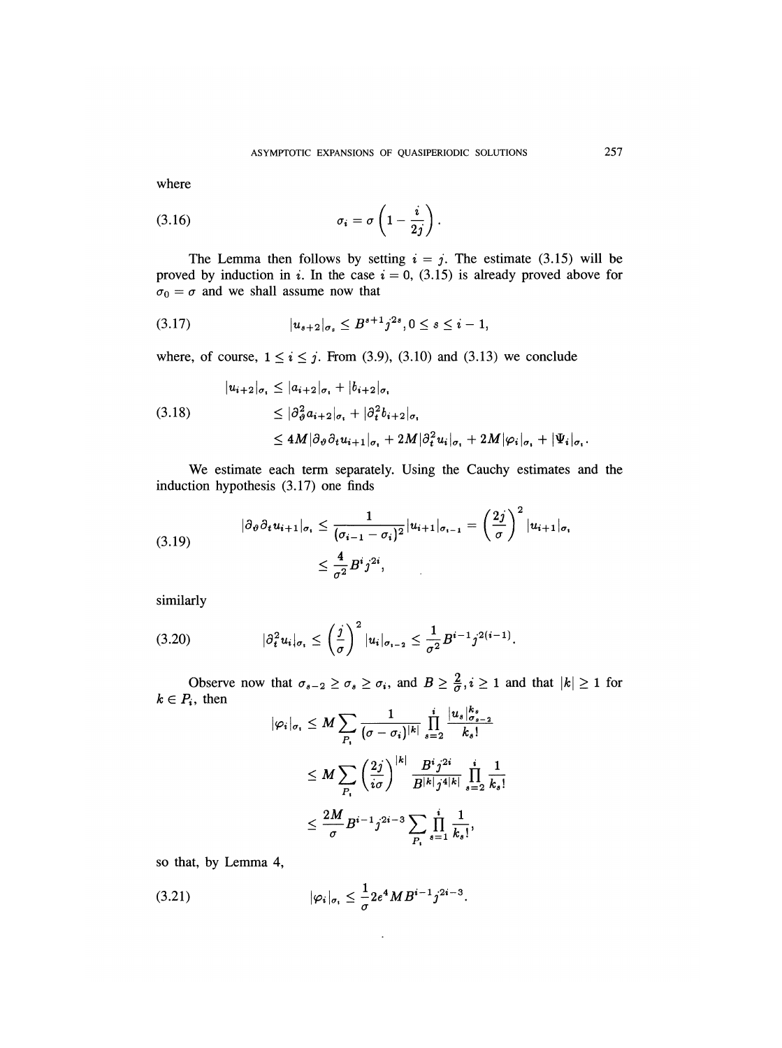where

$$\sigma_i = \sigma\left(1 - \frac{i}{2j}\right). \tag{3.16}$$

The Lemma then follows by setting $i = j$. The estimate (3.15) will be proved by induction in $i$. In the case $i = 0$, (3.15) is already proved above for $\sigma_0 = \sigma$ and we shall assume now that

$$|u_{s+2}|_{\sigma_s} \leq B^{s+1} j^{2s}, 0 \leq s \leq i-1, \tag{3.17}$$

where, of course, $1 \leq i \leq j$. From (3.9), (3.10) and (3.13) we conclude

$$\begin{aligned}
|u_{i+2}|_{\sigma_i} &\leq |a_{i+2}|_{\sigma_i} + |b_{i+2}|_{\sigma_i} \\
&\leq |\partial_\vartheta^2 a_{i+2}|_{\sigma_i} + |\partial_t^2 b_{i+2}|_{\sigma_i} \\
&\leq 4M|\partial_\vartheta \partial_t u_{i+1}|_{\sigma_i} + 2M|\partial_t^2 u_i|_{\sigma_i} + 2M|\varphi_i|_{\sigma_i} + |\Psi_i|_{\sigma_i}.
\end{aligned} \tag{3.18}$$

We estimate each term separately. Using the Cauchy estimates and the induction hypothesis (3.17) one finds

$$\begin{aligned}
|\partial_\vartheta \partial_t u_{i+1}|_{\sigma_i} &\leq \frac{1}{(\sigma_{i-1} - \sigma_i)^2} |u_{i+1}|_{\sigma_{i-1}} = \left(\frac{2j}{\sigma}\right)^2 |u_{i+1}|_{\sigma_i} \\
&\leq \frac{4}{\sigma^2} B^i j^{2i},
\end{aligned} \tag{3.19}$$

similarly

$$|\partial_t^2 u_i|_{\sigma_i} \leq \left(\frac{j}{\sigma}\right)^2 |u_i|_{\sigma_{i-2}} \leq \frac{1}{\sigma^2} B^{i-1} j^{2(i-1)}. \tag{3.20}$$

Observe now that $\sigma_{s-2} \geq \sigma_s \geq \sigma_i$, and $B \geq \frac{2}{\sigma}, i \geq 1$ and that $|k| \geq 1$ for $k \in P_i$, then

$$\begin{aligned}
|\varphi_i|_{\sigma_i} &\leq M \sum_{P_i} \frac{1}{(\sigma - \sigma_i)^{|k|}} \prod_{s=2}^{i} \frac{|u_s|_{\sigma_{s-2}}^{k_s}}{k_s!} \\
&\leq M \sum_{P_i} \left(\frac{2j}{i\sigma}\right)^{|k|} \frac{B^i j^{2i}}{B^{|k|} j^{4|k|}} \prod_{s=2}^{i} \frac{1}{k_s!} \\
&\leq \frac{2M}{\sigma} B^{i-1} j^{2i-3} \sum_{P_i} \prod_{s=1}^{i} \frac{1}{k_s!},
\end{aligned}$$

so that, by Lemma 4,

$$|\varphi_i|_{\sigma_i} \leq \frac{1}{\sigma} 2e^4 M B^{i-1} j^{2i-3}. \tag{3.21}$$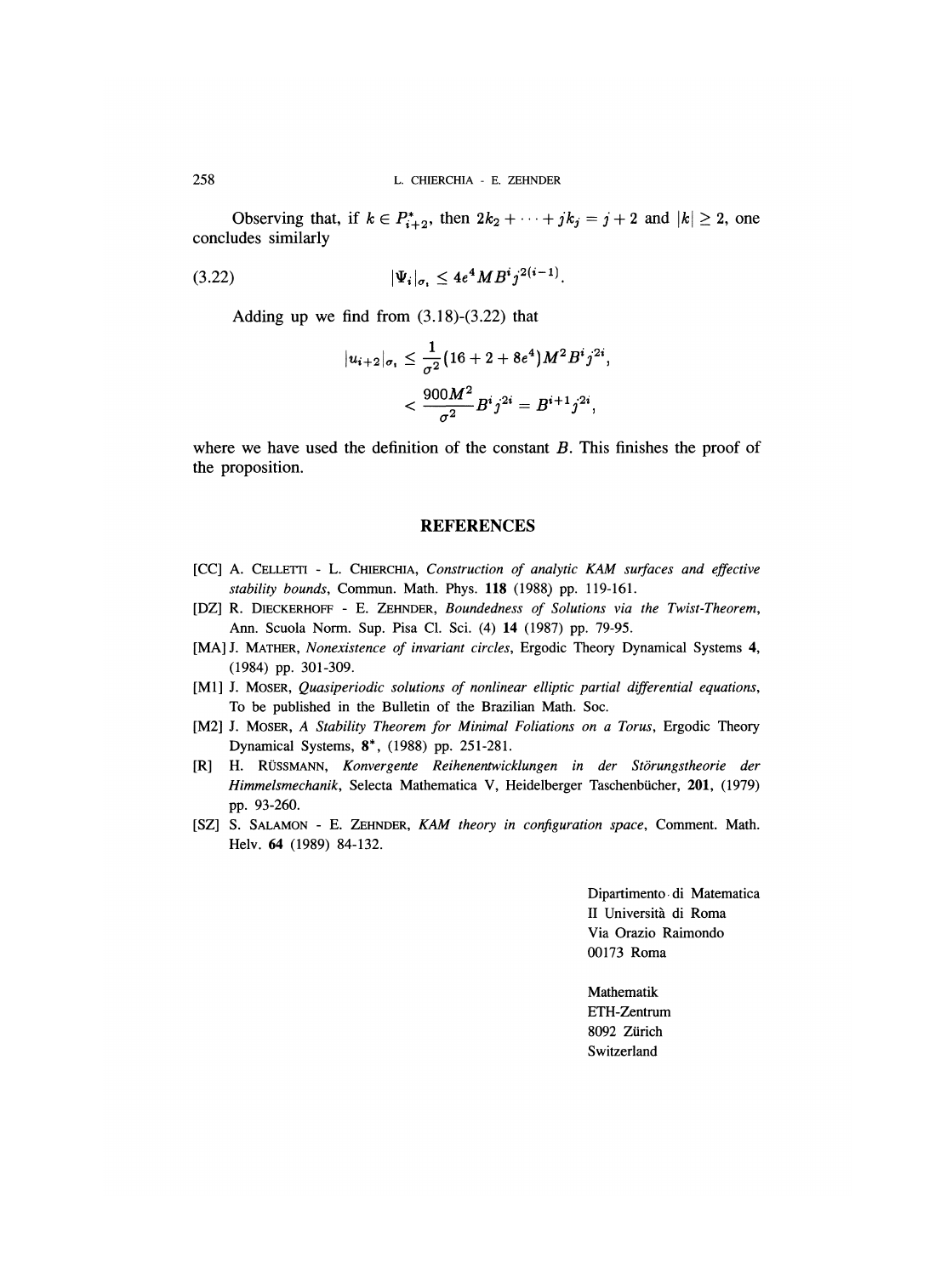Observing that, if $k \in P^*_{i+2}$, then $2k_2 + \cdots + jk_j = j + 2$ and $|k| \geq 2$, one concludes similarly

$$|\Psi_i|_{\sigma_1} \leq 4e^4 M B^i j^{2(i-1)}. \tag{3.22}$$

Adding up we find from (3.18)-(3.22) that

$$\begin{aligned} |u_{i+2}|_{\sigma_1} &\leq \frac{1}{\sigma^2}(16 + 2 + 8e^4) M^2 B^i j^{2i}, \\ &< \frac{900 M^2}{\sigma^2} B^i j^{2i} = B^{i+1} j^{2i}, \end{aligned}$$

where we have used the definition of the constant $B$. This finishes the proof of the proposition.

## REFERENCES

[CC] A. Celletti - L. Chierchia, *Construction of analytic KAM surfaces and effective stability bounds*, Commun. Math. Phys. **118** (1988) pp. 119-161.

[DZ] R. Dieckerhoff - E. Zehnder, *Boundedness of Solutions via the Twist-Theorem*, Ann. Scuola Norm. Sup. Pisa Cl. Sci. (4) **14** (1987) pp. 79-95.

[MA] J. Mather, *Nonexistence of invariant circles*, Ergodic Theory Dynamical Systems **4**, (1984) pp. 301-309.

[M1] J. Moser, *Quasiperiodic solutions of nonlinear elliptic partial differential equations*, To be published in the Bulletin of the Brazilian Math. Soc.

[M2] J. Moser, *A Stability Theorem for Minimal Foliations on a Torus*, Ergodic Theory Dynamical Systems, **8\***, (1988) pp. 251-281.

[R] H. Rüssmann, *Konvergente Reihenentwicklungen in der Störungstheorie der Himmelsmechanik*, Selecta Mathematica V, Heidelberger Taschenbücher, **201**, (1979) pp. 93-260.

[SZ] S. Salamon - E. Zehnder, *KAM theory in configuration space*, Comment. Math. Helv. **64** (1989) 84-132.

Dipartimento di Matematica
II Università di Roma
Via Orazio Raimondo
00173 Roma

Mathematik
ETH-Zentrum
8092 Zürich
Switzerland